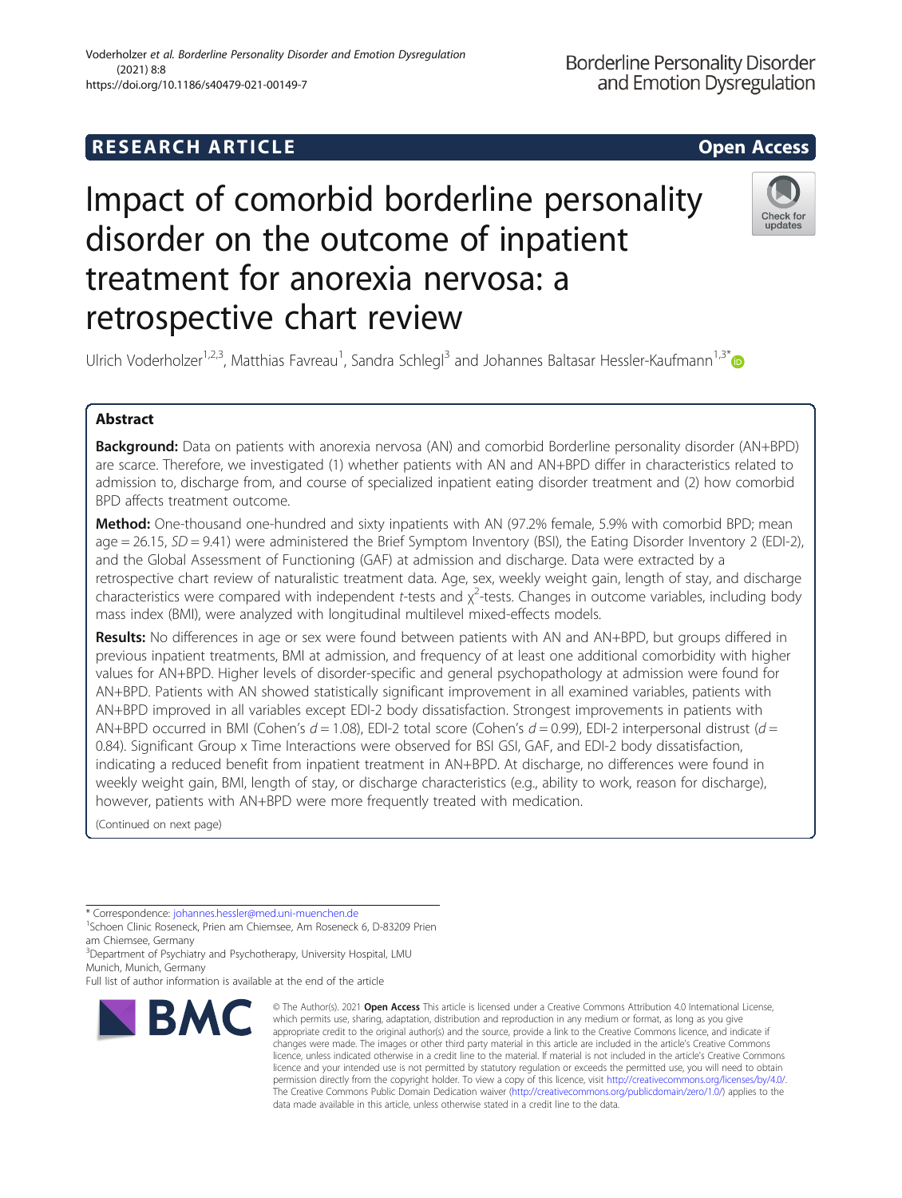RESEARCH ARTICLE

Open Access

# Impact of comorbid borderline personality disorder on the outcome of inpatient treatment for anorexia nervosa: a retrospective chart review

Ulrich Voderholzer[1,2,3], Matthias Favreau[1], Sandra Schlegl[3] and Johannes Baltasar Hessler-Kaufmann[1,3*]

## Abstract

**Background:** Data on patients with anorexia nervosa (AN) and comorbid Borderline personality disorder (AN+BPD) are scarce. Therefore, we investigated (1) whether patients with AN and AN+BPD differ in characteristics related to admission to, discharge from, and course of specialized inpatient eating disorder treatment and (2) how comorbid BPD affects treatment outcome.

**Method:** One-thousand one-hundred and sixty inpatients with AN (97.2% female, 5.9% with comorbid BPD; mean age = 26.15, *SD* = 9.41) were administered the Brief Symptom Inventory (BSI), the Eating Disorder Inventory 2 (EDI-2), and the Global Assessment of Functioning (GAF) at admission and discharge. Data were extracted by a retrospective chart review of naturalistic treatment data. Age, sex, weekly weight gain, length of stay, and discharge characteristics were compared with independent *t*-tests and $\chi^2$-tests. Changes in outcome variables, including body mass index (BMI), were analyzed with longitudinal multilevel mixed-effects models.

**Results:** No differences in age or sex were found between patients with AN and AN+BPD, but groups differed in previous inpatient treatments, BMI at admission, and frequency of at least one additional comorbidity with higher values for AN+BPD. Higher levels of disorder-specific and general psychopathology at admission were found for AN+BPD. Patients with AN showed statistically significant improvement in all examined variables, patients with AN+BPD improved in all variables except EDI-2 body dissatisfaction. Strongest improvements in patients with AN+BPD occurred in BMI (Cohen's $d = 1.08$), EDI-2 total score (Cohen's $d = 0.99$), EDI-2 interpersonal distrust ($d = 0.84$). Significant Group x Time Interactions were observed for BSI GSI, GAF, and EDI-2 body dissatisfaction, indicating a reduced benefit from inpatient treatment in AN+BPD. At discharge, no differences were found in weekly weight gain, BMI, length of stay, or discharge characteristics (e.g., ability to work, reason for discharge), however, patients with AN+BPD were more frequently treated with medication.

(Continued on next page)

\* Correspondence: johannes.hessler@med.uni-muenchen.de
[1]Schoen Clinic Roseneck, Prien am Chiemsee, Am Roseneck 6, D-83209 Prien am Chiemsee, Germany
[3]Department of Psychiatry and Psychotherapy, University Hospital, LMU Munich, Munich, Germany
Full list of author information is available at the end of the article

© The Author(s). 2021 **Open Access** This article is licensed under a Creative Commons Attribution 4.0 International License, which permits use, sharing, adaptation, distribution and reproduction in any medium or format, as long as you give appropriate credit to the original author(s) and the source, provide a link to the Creative Commons licence, and indicate if changes were made. The images or other third party material in this article are included in the article's Creative Commons licence, unless indicated otherwise in a credit line to the material. If material is not included in the article's Creative Commons licence and your intended use is not permitted by statutory regulation or exceeds the permitted use, you will need to obtain permission directly from the copyright holder. To view a copy of this licence, visit http://creativecommons.org/licenses/by/4.0/. The Creative Commons Public Domain Dedication waiver (http://creativecommons.org/publicdomain/zero/1.0/) applies to the data made available in this article, unless otherwise stated in a credit line to the data.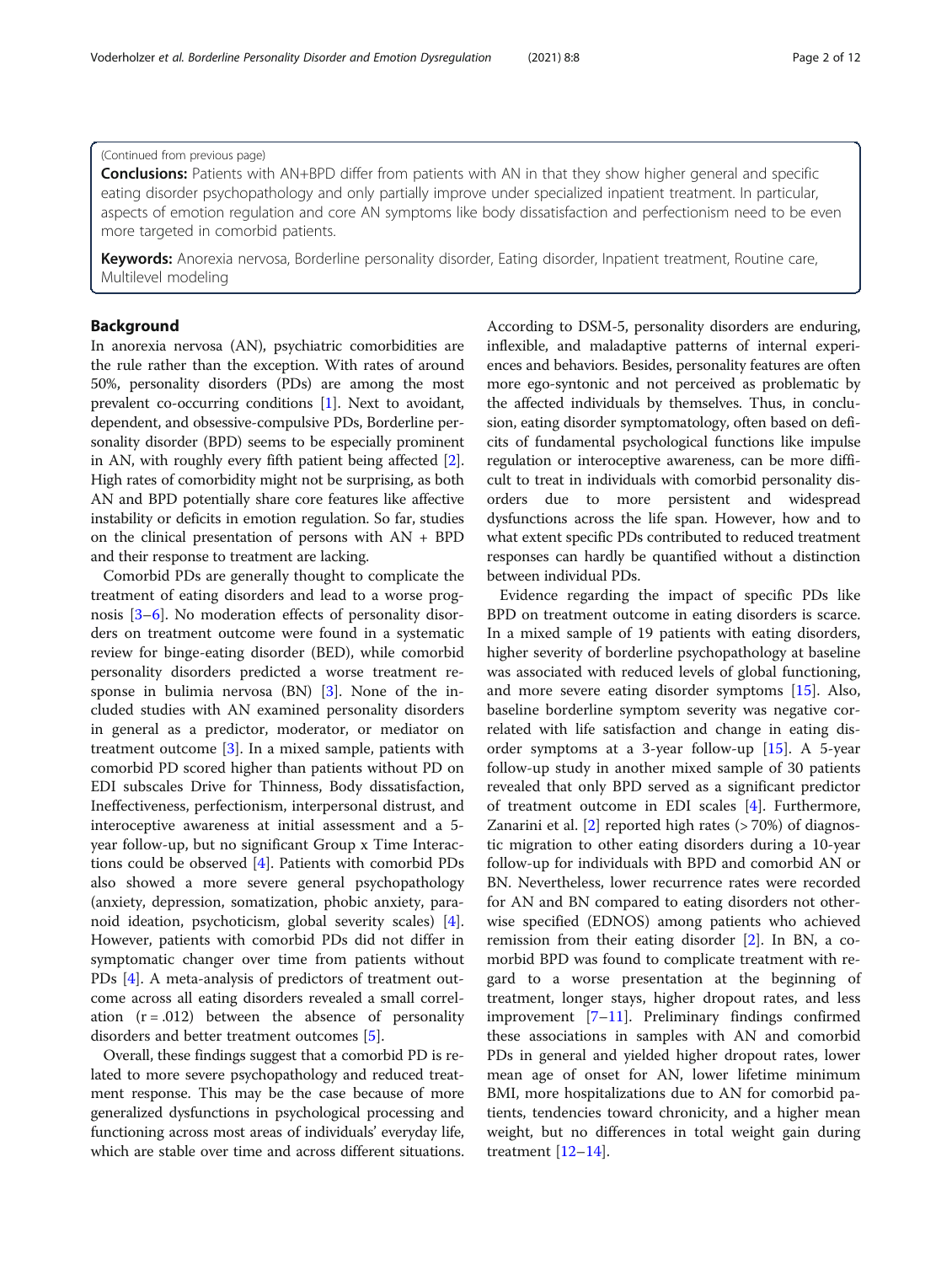(Continued from previous page)

**Conclusions:** Patients with AN+BPD differ from patients with AN in that they show higher general and specific eating disorder psychopathology and only partially improve under specialized inpatient treatment. In particular, aspects of emotion regulation and core AN symptoms like body dissatisfaction and perfectionism need to be even more targeted in comorbid patients.

**Keywords:** Anorexia nervosa, Borderline personality disorder, Eating disorder, Inpatient treatment, Routine care, Multilevel modeling

## Background

In anorexia nervosa (AN), psychiatric comorbidities are the rule rather than the exception. With rates of around 50%, personality disorders (PDs) are among the most prevalent co-occurring conditions [1]. Next to avoidant, dependent, and obsessive-compulsive PDs, Borderline personality disorder (BPD) seems to be especially prominent in AN, with roughly every fifth patient being affected [2]. High rates of comorbidity might not be surprising, as both AN and BPD potentially share core features like affective instability or deficits in emotion regulation. So far, studies on the clinical presentation of persons with AN + BPD and their response to treatment are lacking.

Comorbid PDs are generally thought to complicate the treatment of eating disorders and lead to a worse prognosis [3–6]. No moderation effects of personality disorders on treatment outcome were found in a systematic review for binge-eating disorder (BED), while comorbid personality disorders predicted a worse treatment response in bulimia nervosa (BN) [3]. None of the included studies with AN examined personality disorders in general as a predictor, moderator, or mediator on treatment outcome [3]. In a mixed sample, patients with comorbid PD scored higher than patients without PD on EDI subscales Drive for Thinness, Body dissatisfaction, Ineffectiveness, perfectionism, interpersonal distrust, and interoceptive awareness at initial assessment and a 5-year follow-up, but no significant Group x Time Interactions could be observed [4]. Patients with comorbid PDs also showed a more severe general psychopathology (anxiety, depression, somatization, phobic anxiety, paranoid ideation, psychoticism, global severity scales) [4]. However, patients with comorbid PDs did not differ in symptomatic changer over time from patients without PDs [4]. A meta-analysis of predictors of treatment outcome across all eating disorders revealed a small correlation ($r = .012$) between the absence of personality disorders and better treatment outcomes [5].

Overall, these findings suggest that a comorbid PD is related to more severe psychopathology and reduced treatment response. This may be the case because of more generalized dysfunctions in psychological processing and functioning across most areas of individuals' everyday life, which are stable over time and across different situations. According to DSM-5, personality disorders are enduring, inflexible, and maladaptive patterns of internal experiences and behaviors. Besides, personality features are often more ego-syntonic and not perceived as problematic by the affected individuals by themselves. Thus, in conclusion, eating disorder symptomatology, often based on deficits of fundamental psychological functions like impulse regulation or interoceptive awareness, can be more difficult to treat in individuals with comorbid personality disorders due to more persistent and widespread dysfunctions across the life span. However, how and to what extent specific PDs contributed to reduced treatment responses can hardly be quantified without a distinction between individual PDs.

Evidence regarding the impact of specific PDs like BPD on treatment outcome in eating disorders is scarce. In a mixed sample of 19 patients with eating disorders, higher severity of borderline psychopathology at baseline was associated with reduced levels of global functioning, and more severe eating disorder symptoms [15]. Also, baseline borderline symptom severity was negative correlated with life satisfaction and change in eating disorder symptoms at a 3-year follow-up [15]. A 5-year follow-up study in another mixed sample of 30 patients revealed that only BPD served as a significant predictor of treatment outcome in EDI scales [4]. Furthermore, Zanarini et al. [2] reported high rates (> 70%) of diagnostic migration to other eating disorders during a 10-year follow-up for individuals with BPD and comorbid AN or BN. Nevertheless, lower recurrence rates were recorded for AN and BN compared to eating disorders not otherwise specified (EDNOS) among patients who achieved remission from their eating disorder [2]. In BN, a comorbid BPD was found to complicate treatment with regard to a worse presentation at the beginning of treatment, longer stays, higher dropout rates, and less improvement [7–11]. Preliminary findings confirmed these associations in samples with AN and comorbid PDs in general and yielded higher dropout rates, lower mean age of onset for AN, lower lifetime minimum BMI, more hospitalizations due to AN for comorbid patients, tendencies toward chronicity, and a higher mean weight, but no differences in total weight gain during treatment [12–14].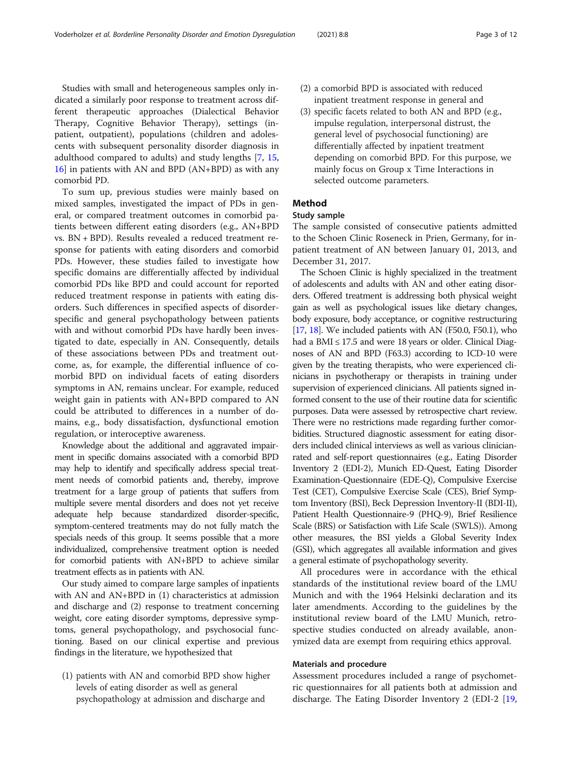Studies with small and heterogeneous samples only indicated a similarly poor response to treatment across different therapeutic approaches (Dialectical Behavior Therapy, Cognitive Behavior Therapy), settings (inpatient, outpatient), populations (children and adolescents with subsequent personality disorder diagnosis in adulthood compared to adults) and study lengths [7, 15, 16] in patients with AN and BPD (AN+BPD) as with any comorbid PD.

To sum up, previous studies were mainly based on mixed samples, investigated the impact of PDs in general, or compared treatment outcomes in comorbid patients between different eating disorders (e.g., AN+BPD vs. BN + BPD). Results revealed a reduced treatment response for patients with eating disorders and comorbid PDs. However, these studies failed to investigate how specific domains are differentially affected by individual comorbid PDs like BPD and could account for reported reduced treatment response in patients with eating disorders. Such differences in specified aspects of disorder-specific and general psychopathology between patients with and without comorbid PDs have hardly been investigated to date, especially in AN. Consequently, details of these associations between PDs and treatment outcome, as, for example, the differential influence of comorbid BPD on individual facets of eating disorders symptoms in AN, remains unclear. For example, reduced weight gain in patients with AN+BPD compared to AN could be attributed to differences in a number of domains, e.g., body dissatisfaction, dysfunctional emotion regulation, or interoceptive awareness.

Knowledge about the additional and aggravated impairment in specific domains associated with a comorbid BPD may help to identify and specifically address special treatment needs of comorbid patients and, thereby, improve treatment for a large group of patients that suffers from multiple severe mental disorders and does not yet receive adequate help because standardized disorder-specific, symptom-centered treatments may do not fully match the specials needs of this group. It seems possible that a more individualized, comprehensive treatment option is needed for comorbid patients with AN+BPD to achieve similar treatment effects as in patients with AN.

Our study aimed to compare large samples of inpatients with AN and AN+BPD in (1) characteristics at admission and discharge and (2) response to treatment concerning weight, core eating disorder symptoms, depressive symptoms, general psychopathology, and psychosocial functioning. Based on our clinical expertise and previous findings in the literature, we hypothesized that

(1) patients with AN and comorbid BPD show higher levels of eating disorder as well as general psychopathology at admission and discharge and
(2) a comorbid BPD is associated with reduced inpatient treatment response in general and
(3) specific facets related to both AN and BPD (e.g., impulse regulation, interpersonal distrust, the general level of psychosocial functioning) are differentially affected by inpatient treatment depending on comorbid BPD. For this purpose, we mainly focus on Group x Time Interactions in selected outcome parameters.

## Method

### Study sample

The sample consisted of consecutive patients admitted to the Schoen Clinic Roseneck in Prien, Germany, for inpatient treatment of AN between January 01, 2013, and December 31, 2017.

The Schoen Clinic is highly specialized in the treatment of adolescents and adults with AN and other eating disorders. Offered treatment is addressing both physical weight gain as well as psychological issues like dietary changes, body exposure, body acceptance, or cognitive restructuring [17, 18]. We included patients with AN (F50.0, F50.1), who had a BMI ≤ 17.5 and were 18 years or older. Clinical Diagnoses of AN and BPD (F63.3) according to ICD-10 were given by the treating therapists, who were experienced clinicians in psychotherapy or therapists in training under supervision of experienced clinicians. All patients signed informed consent to the use of their routine data for scientific purposes. Data were assessed by retrospective chart review. There were no restrictions made regarding further comorbidities. Structured diagnostic assessment for eating disorders included clinical interviews as well as various clinician-rated and self-report questionnaires (e.g., Eating Disorder Inventory 2 (EDI-2), Munich ED-Quest, Eating Disorder Examination-Questionnaire (EDE-Q), Compulsive Exercise Test (CET), Compulsive Exercise Scale (CES), Brief Symptom Inventory (BSI), Beck Depression Inventory-II (BDI-II), Patient Health Questionnaire-9 (PHQ-9), Brief Resilience Scale (BRS) or Satisfaction with Life Scale (SWLS)). Among other measures, the BSI yields a Global Severity Index (GSI), which aggregates all available information and gives a general estimate of psychopathology severity.

All procedures were in accordance with the ethical standards of the institutional review board of the LMU Munich and with the 1964 Helsinki declaration and its later amendments. According to the guidelines by the institutional review board of the LMU Munich, retrospective studies conducted on already available, anonymized data are exempt from requiring ethics approval.

### Materials and procedure

Assessment procedures included a range of psychometric questionnaires for all patients both at admission and discharge. The Eating Disorder Inventory 2 (EDI-2 [19,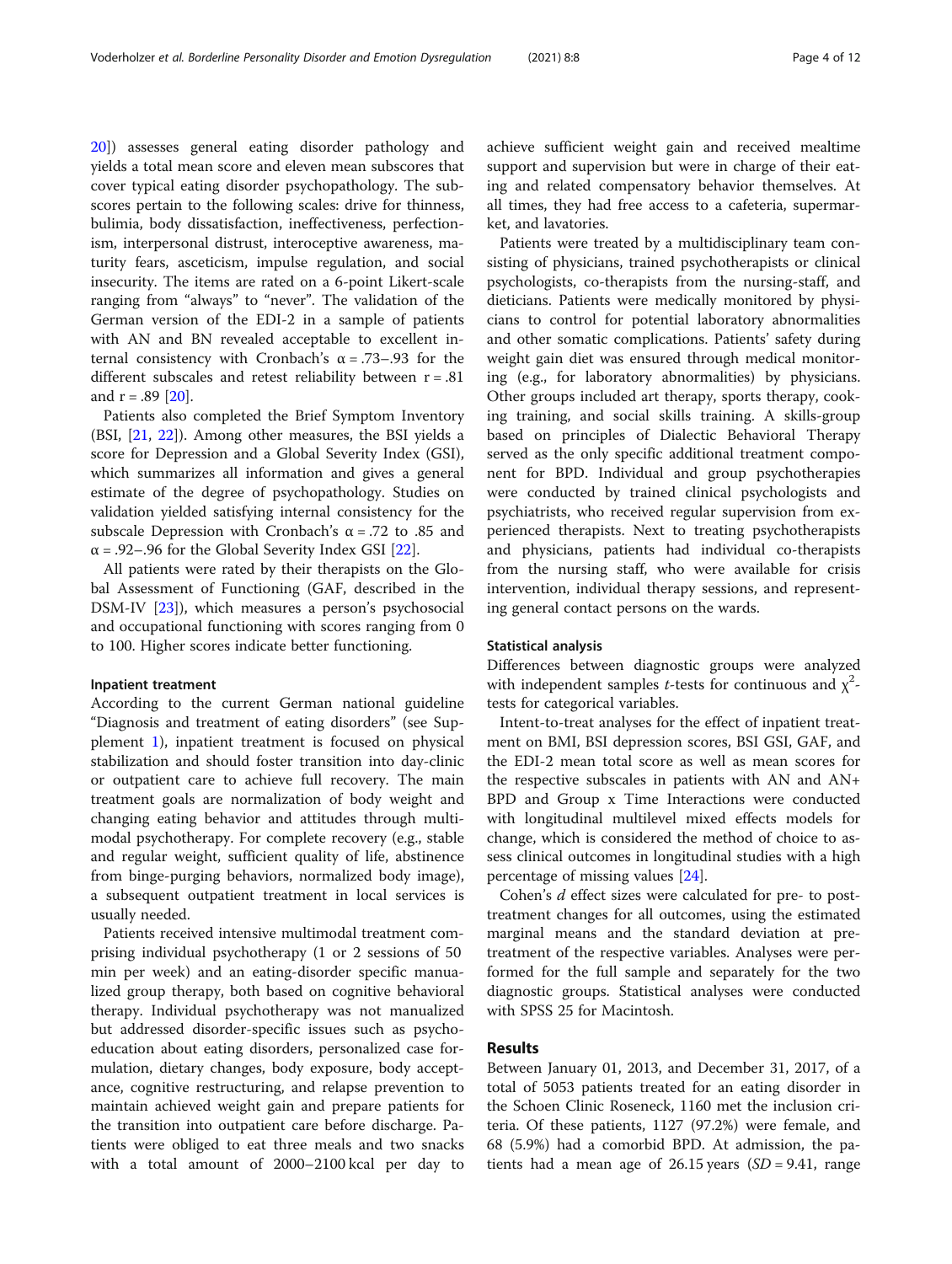20]) assesses general eating disorder pathology and yields a total mean score and eleven mean subscores that cover typical eating disorder psychopathology. The subscores pertain to the following scales: drive for thinness, bulimia, body dissatisfaction, ineffectiveness, perfectionism, interpersonal distrust, interoceptive awareness, maturity fears, asceticism, impulse regulation, and social insecurity. The items are rated on a 6-point Likert-scale ranging from "always" to "never". The validation of the German version of the EDI-2 in a sample of patients with AN and BN revealed acceptable to excellent internal consistency with Cronbach's α = .73–.93 for the different subscales and retest reliability between r = .81 and r = .89 [20].

Patients also completed the Brief Symptom Inventory (BSI, [21, 22]). Among other measures, the BSI yields a score for Depression and a Global Severity Index (GSI), which summarizes all information and gives a general estimate of the degree of psychopathology. Studies on validation yielded satisfying internal consistency for the subscale Depression with Cronbach's α = .72 to .85 and α = .92–.96 for the Global Severity Index GSI [22].

All patients were rated by their therapists on the Global Assessment of Functioning (GAF, described in the DSM-IV [23]), which measures a person's psychosocial and occupational functioning with scores ranging from 0 to 100. Higher scores indicate better functioning.

### Inpatient treatment

According to the current German national guideline "Diagnosis and treatment of eating disorders" (see Supplement 1), inpatient treatment is focused on physical stabilization and should foster transition into day-clinic or outpatient care to achieve full recovery. The main treatment goals are normalization of body weight and changing eating behavior and attitudes through multimodal psychotherapy. For complete recovery (e.g., stable and regular weight, sufficient quality of life, abstinence from binge-purging behaviors, normalized body image), a subsequent outpatient treatment in local services is usually needed.

Patients received intensive multimodal treatment comprising individual psychotherapy (1 or 2 sessions of 50 min per week) and an eating-disorder specific manualized group therapy, both based on cognitive behavioral therapy. Individual psychotherapy was not manualized but addressed disorder-specific issues such as psychoeducation about eating disorders, personalized case formulation, dietary changes, body exposure, body acceptance, cognitive restructuring, and relapse prevention to maintain achieved weight gain and prepare patients for the transition into outpatient care before discharge. Patients were obliged to eat three meals and two snacks with a total amount of 2000–2100 kcal per day to achieve sufficient weight gain and received mealtime support and supervision but were in charge of their eating and related compensatory behavior themselves. At all times, they had free access to a cafeteria, supermarket, and lavatories.

Patients were treated by a multidisciplinary team consisting of physicians, trained psychotherapists or clinical psychologists, co-therapists from the nursing-staff, and dieticians. Patients were medically monitored by physicians to control for potential laboratory abnormalities and other somatic complications. Patients' safety during weight gain diet was ensured through medical monitoring (e.g., for laboratory abnormalities) by physicians. Other groups included art therapy, sports therapy, cooking training, and social skills training. A skills-group based on principles of Dialectic Behavioral Therapy served as the only specific additional treatment component for BPD. Individual and group psychotherapies were conducted by trained clinical psychologists and psychiatrists, who received regular supervision from experienced therapists. Next to treating psychotherapists and physicians, patients had individual co-therapists from the nursing staff, who were available for crisis intervention, individual therapy sessions, and representing general contact persons on the wards.

### Statistical analysis

Differences between diagnostic groups were analyzed with independent samples *t*-tests for continuous and $\chi^2$-tests for categorical variables.

Intent-to-treat analyses for the effect of inpatient treatment on BMI, BSI depression scores, BSI GSI, GAF, and the EDI-2 mean total score as well as mean scores for the respective subscales in patients with AN and AN+BPD and Group x Time Interactions were conducted with longitudinal multilevel mixed effects models for change, which is considered the method of choice to assess clinical outcomes in longitudinal studies with a high percentage of missing values [24].

Cohen's *d* effect sizes were calculated for pre- to post-treatment changes for all outcomes, using the estimated marginal means and the standard deviation at pre-treatment of the respective variables. Analyses were performed for the full sample and separately for the two diagnostic groups. Statistical analyses were conducted with SPSS 25 for Macintosh.

## Results

Between January 01, 2013, and December 31, 2017, of a total of 5053 patients treated for an eating disorder in the Schoen Clinic Roseneck, 1160 met the inclusion criteria. Of these patients, 1127 (97.2%) were female, and 68 (5.9%) had a comorbid BPD. At admission, the patients had a mean age of 26.15 years (*SD* = 9.41, range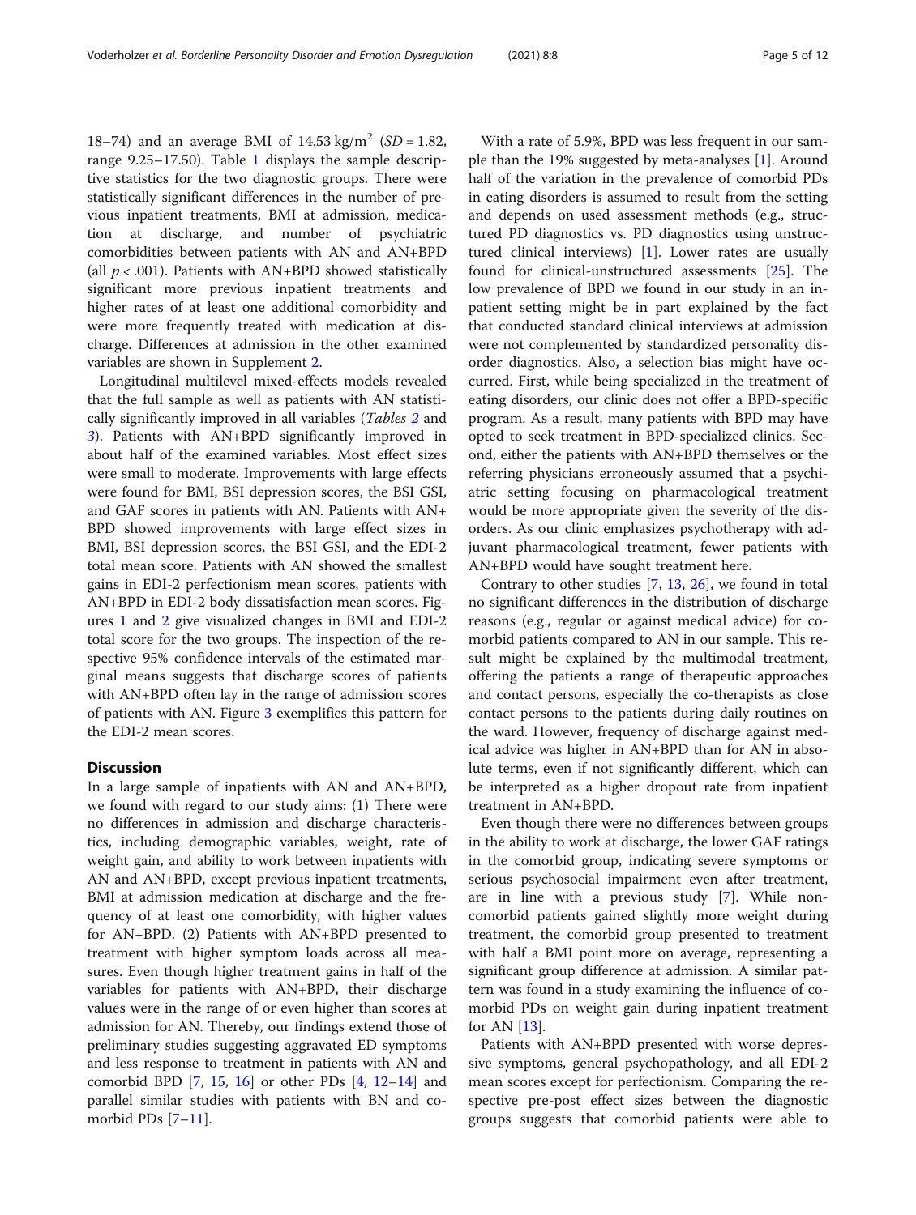18–74) and an average BMI of 14.53 kg/m$^2$ ($SD$ = 1.82, range 9.25–17.50). Table 1 displays the sample descriptive statistics for the two diagnostic groups. There were statistically significant differences in the number of previous inpatient treatments, BMI at admission, medication at discharge, and number of psychiatric comorbidities between patients with AN and AN+BPD (all $p < .001$). Patients with AN+BPD showed statistically significant more previous inpatient treatments and higher rates of at least one additional comorbidity and were more frequently treated with medication at discharge. Differences at admission in the other examined variables are shown in Supplement 2.

Longitudinal multilevel mixed-effects models revealed that the full sample as well as patients with AN statistically significantly improved in all variables (*Tables 2* and *3*). Patients with AN+BPD significantly improved in about half of the examined variables. Most effect sizes were small to moderate. Improvements with large effects were found for BMI, BSI depression scores, the BSI GSI, and GAF scores in patients with AN. Patients with AN+BPD showed improvements with large effect sizes in BMI, BSI depression scores, the BSI GSI, and the EDI-2 total mean score. Patients with AN showed the smallest gains in EDI-2 perfectionism mean scores, patients with AN+BPD in EDI-2 body dissatisfaction mean scores. Figures 1 and 2 give visualized changes in BMI and EDI-2 total score for the two groups. The inspection of the respective 95% confidence intervals of the estimated marginal means suggests that discharge scores of patients with AN+BPD often lay in the range of admission scores of patients with AN. Figure 3 exemplifies this pattern for the EDI-2 mean scores.

## Discussion

In a large sample of inpatients with AN and AN+BPD, we found with regard to our study aims: (1) There were no differences in admission and discharge characteristics, including demographic variables, weight, rate of weight gain, and ability to work between inpatients with AN and AN+BPD, except previous inpatient treatments, BMI at admission medication at discharge and the frequency of at least one comorbidity, with higher values for AN+BPD. (2) Patients with AN+BPD presented to treatment with higher symptom loads across all measures. Even though higher treatment gains in half of the variables for patients with AN+BPD, their discharge values were in the range of or even higher than scores at admission for AN. Thereby, our findings extend those of preliminary studies suggesting aggravated ED symptoms and less response to treatment in patients with AN and comorbid BPD [7, 15, 16] or other PDs [4, 12–14] and parallel similar studies with patients with BN and comorbid PDs [7–11].

With a rate of 5.9%, BPD was less frequent in our sample than the 19% suggested by meta-analyses [1]. Around half of the variation in the prevalence of comorbid PDs in eating disorders is assumed to result from the setting and depends on used assessment methods (e.g., structured PD diagnostics vs. PD diagnostics using unstructured clinical interviews) [1]. Lower rates are usually found for clinical-unstructured assessments [25]. The low prevalence of BPD we found in our study in an inpatient setting might be in part explained by the fact that conducted standard clinical interviews at admission were not complemented by standardized personality disorder diagnostics. Also, a selection bias might have occurred. First, while being specialized in the treatment of eating disorders, our clinic does not offer a BPD-specific program. As a result, many patients with BPD may have opted to seek treatment in BPD-specialized clinics. Second, either the patients with AN+BPD themselves or the referring physicians erroneously assumed that a psychiatric setting focusing on pharmacological treatment would be more appropriate given the severity of the disorders. As our clinic emphasizes psychotherapy with adjuvant pharmacological treatment, fewer patients with AN+BPD would have sought treatment here.

Contrary to other studies [7, 13, 26], we found in total no significant differences in the distribution of discharge reasons (e.g., regular or against medical advice) for comorbid patients compared to AN in our sample. This result might be explained by the multimodal treatment, offering the patients a range of therapeutic approaches and contact persons, especially the co-therapists as close contact persons to the patients during daily routines on the ward. However, frequency of discharge against medical advice was higher in AN+BPD than for AN in absolute terms, even if not significantly different, which can be interpreted as a higher dropout rate from inpatient treatment in AN+BPD.

Even though there were no differences between groups in the ability to work at discharge, the lower GAF ratings in the comorbid group, indicating severe symptoms or serious psychosocial impairment even after treatment, are in line with a previous study [7]. While non-comorbid patients gained slightly more weight during treatment, the comorbid group presented to treatment with half a BMI point more on average, representing a significant group difference at admission. A similar pattern was found in a study examining the influence of comorbid PDs on weight gain during inpatient treatment for AN [13].

Patients with AN+BPD presented with worse depressive symptoms, general psychopathology, and all EDI-2 mean scores except for perfectionism. Comparing the respective pre-post effect sizes between the diagnostic groups suggests that comorbid patients were able to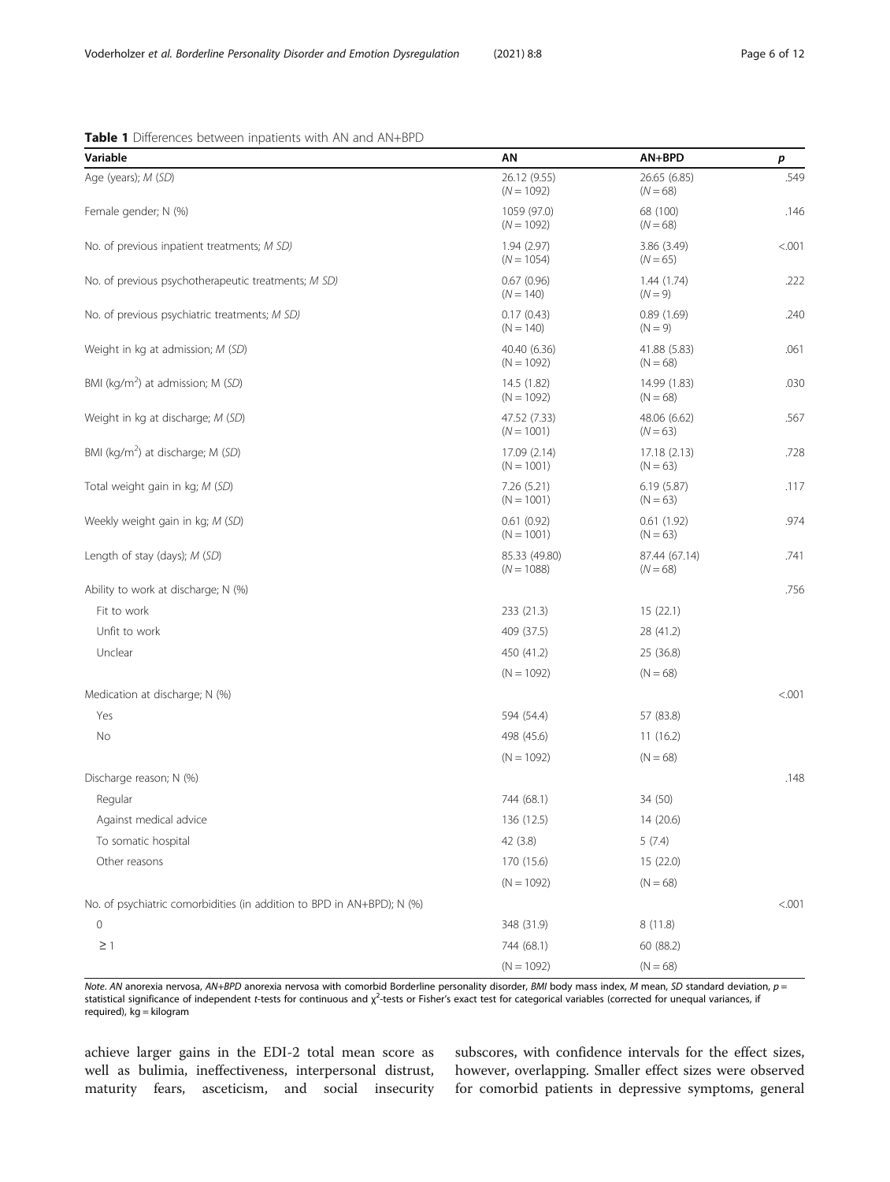**Table 1** Differences between inpatients with AN and AN+BPD

| Variable | AN | AN+BPD | *p* |
|---|---|---|---|
| Age (years); *M* (*SD*) | 26.12 (9.55) (*N* = 1092) | 26.65 (6.85) (*N* = 68) | .549 |
| Female gender; N (%) | 1059 (97.0) (*N* = 1092) | 68 (100) (*N* = 68) | .146 |
| No. of previous inpatient treatments; *M SD)* | 1.94 (2.97) (*N* = 1054) | 3.86 (3.49) (*N* = 65) | <.001 |
| No. of previous psychotherapeutic treatments; *M SD)* | 0.67 (0.96) (*N* = 140) | 1.44 (1.74) (*N* = 9) | .222 |
| No. of previous psychiatric treatments; *M SD)* | 0.17 (0.43) (N = 140) | 0.89 (1.69) (N = 9) | .240 |
| Weight in kg at admission; *M* (*SD*) | 40.40 (6.36) (*N* = 1092) | 41.88 (5.83) (*N* = 68) | .061 |
| BMI (kg/m$^2$) at admission; M (*SD*) | 14.5 (1.82) (N = 1092) | 14.99 (1.83) (N = 68) | .030 |
| Weight in kg at discharge; *M* (*SD*) | 47.52 (7.33) (*N* = 1001) | 48.06 (6.62) (*N* = 63) | .567 |
| BMI (kg/m$^2$) at discharge; M (*SD*) | 17.09 (2.14) (N = 1001) | 17.18 (2.13) (N = 63) | .728 |
| Total weight gain in kg; *M* (*SD*) | 7.26 (5.21) (N = 1001) | 6.19 (5.87) (N = 63) | .117 |
| Weekly weight gain in kg; *M* (*SD*) | 0.61 (0.92) (N = 1001) | 0.61 (1.92) (N = 63) | .974 |
| Length of stay (days); *M* (*SD*) | 85.33 (49.80) (*N* = 1088) | 87.44 (67.14) (*N* = 68) | .741 |
| Ability to work at discharge; N (%) | | | .756 |
| Fit to work | 233 (21.3) | 15 (22.1) | |
| Unfit to work | 409 (37.5) | 28 (41.2) | |
| Unclear | 450 (41.2) | 25 (36.8) | |
| | (N = 1092) | (N = 68) | |
| Medication at discharge; N (%) | | | <.001 |
| Yes | 594 (54.4) | 57 (83.8) | |
| No | 498 (45.6) | 11 (16.2) | |
| | (N = 1092) | (N = 68) | |
| Discharge reason; N (%) | | | .148 |
| Regular | 744 (68.1) | 34 (50) | |
| Against medical advice | 136 (12.5) | 14 (20.6) | |
| To somatic hospital | 42 (3.8) | 5 (7.4) | |
| Other reasons | 170 (15.6) | 15 (22.0) | |
| | (N = 1092) | (N = 68) | |
| No. of psychiatric comorbidities (in addition to BPD in AN+BPD); N (%) | | | <.001 |
| 0 | 348 (31.9) | 8 (11.8) | |
| ≥ 1 | 744 (68.1) | 60 (88.2) | |
| | (N = 1092) | (N = 68) | |

*Note*. *AN* anorexia nervosa, *AN+BPD* anorexia nervosa with comorbid Borderline personality disorder, *BMI* body mass index, *M* mean, *SD* standard deviation, *p* = statistical significance of independent *t*-tests for continuous and $\chi^2$-tests or Fisher's exact test for categorical variables (corrected for unequal variances, if required), kg = kilogram

achieve larger gains in the EDI-2 total mean score as well as bulimia, ineffectiveness, interpersonal distrust, maturity fears, asceticism, and social insecurity subscores, with confidence intervals for the effect sizes, however, overlapping. Smaller effect sizes were observed for comorbid patients in depressive symptoms, general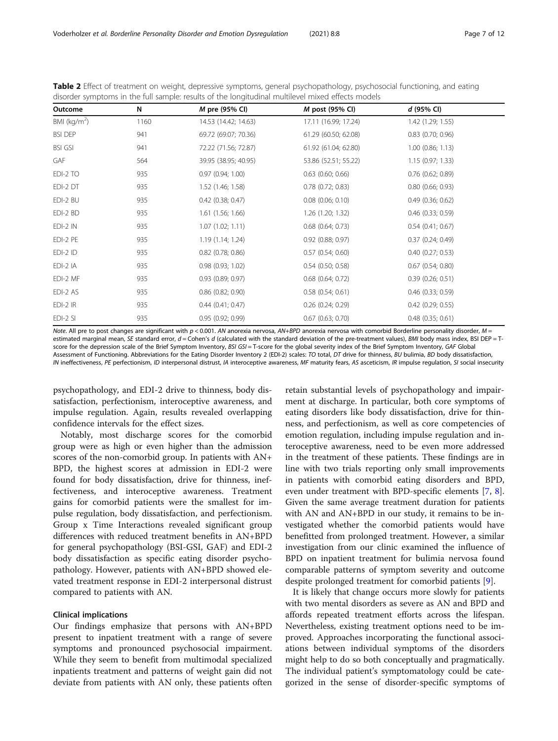**Table 2** Effect of treatment on weight, depressive symptoms, general psychopathology, psychosocial functioning, and eating disorder symptoms in the full sample: results of the longitudinal multilevel mixed effects models

| Outcome | N | *M* pre (95% CI) | *M* post (95% CI) | *d* (95% CI) |
|---|---|---|---|---|
| BMI (kg/m$^2$) | 1160 | 14.53 (14.42; 14.63) | 17.11 (16.99; 17.24) | 1.42 (1.29; 1.55) |
| BSI DEP | 941 | 69.72 (69.07; 70.36) | 61.29 (60.50; 62.08) | 0.83 (0.70; 0.96) |
| BSI GSI | 941 | 72.22 (71.56; 72.87) | 61.92 (61.04; 62.80) | 1.00 (0.86; 1.13) |
| GAF | 564 | 39.95 (38.95; 40.95) | 53.86 (52.51; 55.22) | 1.15 (0.97; 1.33) |
| EDI-2 TO | 935 | 0.97 (0.94; 1.00) | 0.63 (0.60; 0.66) | 0.76 (0.62; 0.89) |
| EDI-2 DT | 935 | 1.52 (1.46; 1.58) | 0.78 (0.72; 0.83) | 0.80 (0.66; 0.93) |
| EDI-2 BU | 935 | 0.42 (0.38; 0.47) | 0.08 (0.06; 0.10) | 0.49 (0.36; 0.62) |
| EDI-2 BD | 935 | 1.61 (1.56; 1.66) | 1.26 (1.20; 1.32) | 0.46 (0.33; 0.59) |
| EDI-2 IN | 935 | 1.07 (1.02; 1.11) | 0.68 (0.64; 0.73) | 0.54 (0.41; 0.67) |
| EDI-2 PE | 935 | 1.19 (1.14; 1.24) | 0.92 (0.88; 0.97) | 0.37 (0.24; 0.49) |
| EDI-2 ID | 935 | 0.82 (0.78; 0.86) | 0.57 (0.54; 0.60) | 0.40 (0.27; 0.53) |
| EDI-2 IA | 935 | 0.98 (0.93; 1.02) | 0.54 (0.50; 0.58) | 0.67 (0.54; 0.80) |
| EDI-2 MF | 935 | 0.93 (0.89; 0.97) | 0.68 (0.64; 0.72) | 0.39 (0.26; 0.51) |
| EDI-2 AS | 935 | 0.86 (0.82; 0.90) | 0.58 (0.54; 0.61) | 0.46 (0.33; 0.59) |
| EDI-2 IR | 935 | 0.44 (0.41; 0.47) | 0.26 (0.24; 0.29) | 0.42 (0.29; 0.55) |
| EDI-2 SI | 935 | 0.95 (0.92; 0.99) | 0.67 (0.63; 0.70) | 0.48 (0.35; 0.61) |

*Note*. All pre to post changes are significant with $p < 0.001$. *AN* anorexia nervosa, *AN+BPD* anorexia nervosa with comorbid Borderline personality disorder, *M* = estimated marginal mean, *SE* standard error, *d* = Cohen's *d* (calculated with the standard deviation of the pre-treatment values), *BMI* body mass index, BSI DEP = T-score for the depression scale of the Brief Symptom Inventory, *BSI GSI* = T-score for the global severity index of the Brief Symptom Inventory, *GAF* Global Assessment of Functioning. Abbreviations for the Eating Disorder Inventory 2 (EDI-2) scales: *TO* total, *DT* drive for thinness, *BU* bulimia, *BD* body dissatisfaction, *IN* ineffectiveness, *PE* perfectionism, *ID* interpersonal distrust, *IA* interoceptive awareness, *MF* maturity fears, *AS* asceticism, *IR* impulse regulation, *SI* social insecurity

psychopathology, and EDI-2 drive to thinness, body dissatisfaction, perfectionism, interoceptive awareness, and impulse regulation. Again, results revealed overlapping confidence intervals for the effect sizes.

Notably, most discharge scores for the comorbid group were as high or even higher than the admission scores of the non-comorbid group. In patients with AN+BPD, the highest scores at admission in EDI-2 were found for body dissatisfaction, drive for thinness, ineffectiveness, and interoceptive awareness. Treatment gains for comorbid patients were the smallest for impulse regulation, body dissatisfaction, and perfectionism. Group x Time Interactions revealed significant group differences with reduced treatment benefits in AN+BPD for general psychopathology (BSI-GSI, GAF) and EDI-2 body dissatisfaction as specific eating disorder psychopathology. However, patients with AN+BPD showed elevated treatment response in EDI-2 interpersonal distrust compared to patients with AN.

### Clinical implications

Our findings emphasize that persons with AN+BPD present to inpatient treatment with a range of severe symptoms and pronounced psychosocial impairment. While they seem to benefit from multimodal specialized inpatients treatment and patterns of weight gain did not deviate from patients with AN only, these patients often retain substantial levels of psychopathology and impairment at discharge. In particular, both core symptoms of eating disorders like body dissatisfaction, drive for thinness, and perfectionism, as well as core competencies of emotion regulation, including impulse regulation and interoceptive awareness, need to be even more addressed in the treatment of these patients. These findings are in line with two trials reporting only small improvements in patients with comorbid eating disorders and BPD, even under treatment with BPD-specific elements [7, 8]. Given the same average treatment duration for patients with AN and AN+BPD in our study, it remains to be investigated whether the comorbid patients would have benefitted from prolonged treatment. However, a similar investigation from our clinic examined the influence of BPD on inpatient treatment for bulimia nervosa found comparable patterns of symptom severity and outcome despite prolonged treatment for comorbid patients [9].

It is likely that change occurs more slowly for patients with two mental disorders as severe as AN and BPD and affords repeated treatment efforts across the lifespan. Nevertheless, existing treatment options need to be improved. Approaches incorporating the functional associations between individual symptoms of the disorders might help to do so both conceptually and pragmatically. The individual patient's symptomatology could be categorized in the sense of disorder-specific symptoms of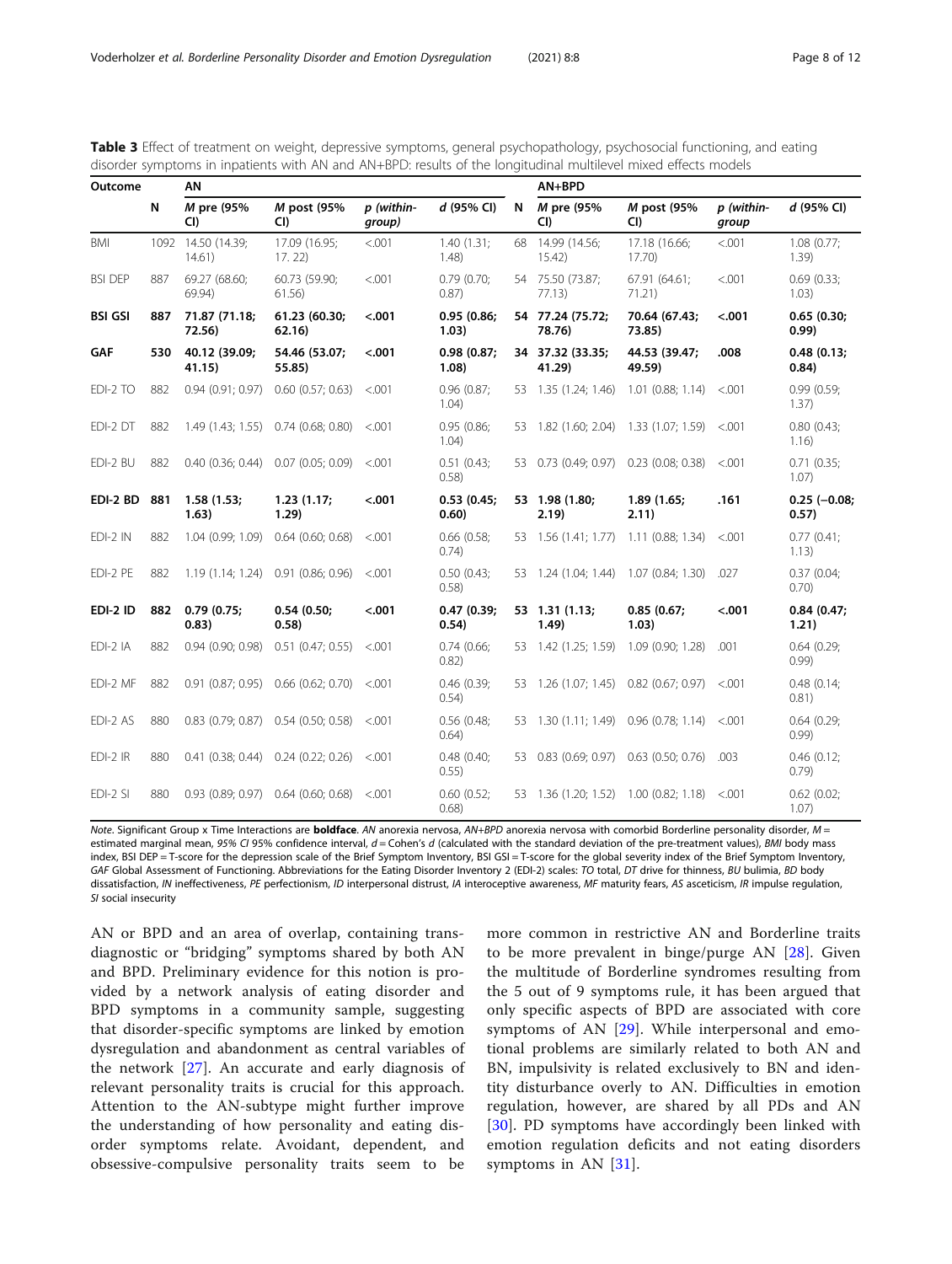**Table 3** Effect of treatment on weight, depressive symptoms, general psychopathology, psychosocial functioning, and eating disorder symptoms in inpatients with AN and AN+BPD: results of the longitudinal multilevel mixed effects models

| Outcome | AN | | | | | AN+BPD | | | | |
|---|---|---|---|---|---|---|---|---|---|---|
| | N | *M* pre (95% CI) | *M* post (95% CI) | *p* (within-group) | *d* (95% CI) | N | *M* pre (95% CI) | *M* post (95% CI) | *p* (within-group) | *d* (95% CI) |
| BMI | 1092 | 14.50 (14.39; 14.61) | 17.09 (16.95; 17. 22) | <.001 | 1.40 (1.31; 1.48) | 68 | 14.99 (14.56; 15.42) | 17.18 (16.66; 17.70) | <.001 | 1.08 (0.77; 1.39) |
| BSI DEP | 887 | 69.27 (68.60; 69.94) | 60.73 (59.90; 61.56) | <.001 | 0.79 (0.70; 0.87) | 54 | 75.50 (73.87; 77.13) | 67.91 (64.61; 71.21) | <.001 | 0.69 (0.33; 1.03) |
| **BSI GSI** | **887** | **71.87 (71.18; 72.56)** | **61.23 (60.30; 62.16)** | **<.001** | **0.95 (0.86; 1.03)** | **54** | **77.24 (75.72; 78.76)** | **70.64 (67.43; 73.85)** | **<.001** | **0.65 (0.30; 0.99)** |
| **GAF** | **530** | **40.12 (39.09; 41.15)** | **54.46 (53.07; 55.85)** | **<.001** | **0.98 (0.87; 1.08)** | **34** | **37.32 (33.35; 41.29)** | **44.53 (39.47; 49.59)** | **.008** | **0.48 (0.13; 0.84)** |
| EDI-2 TO | 882 | 0.94 (0.91; 0.97) | 0.60 (0.57; 0.63) | <.001 | 0.96 (0.87; 1.04) | 53 | 1.35 (1.24; 1.46) | 1.01 (0.88; 1.14) | <.001 | 0.99 (0.59; 1.37) |
| EDI-2 DT | 882 | 1.49 (1.43; 1.55) | 0.74 (0.68; 0.80) | <.001 | 0.95 (0.86; 1.04) | 53 | 1.82 (1.60; 2.04) | 1.33 (1.07; 1.59) | <.001 | 0.80 (0.43; 1.16) |
| EDI-2 BU | 882 | 0.40 (0.36; 0.44) | 0.07 (0.05; 0.09) | <.001 | 0.51 (0.43; 0.58) | 53 | 0.73 (0.49; 0.97) | 0.23 (0.08; 0.38) | <.001 | 0.71 (0.35; 1.07) |
| **EDI-2 BD** | **881** | **1.58 (1.53; 1.63)** | **1.23 (1.17; 1.29)** | **<.001** | **0.53 (0.45; 0.60)** | **53** | **1.98 (1.80; 2.19)** | **1.89 (1.65; 2.11)** | **.161** | **0.25 (−0.08; 0.57)** |
| EDI-2 IN | 882 | 1.04 (0.99; 1.09) | 0.64 (0.60; 0.68) | <.001 | 0.66 (0.58; 0.74) | 53 | 1.56 (1.41; 1.77) | 1.11 (0.88; 1.34) | <.001 | 0.77 (0.41; 1.13) |
| EDI-2 PE | 882 | 1.19 (1.14; 1.24) | 0.91 (0.86; 0.96) | <.001 | 0.50 (0.43; 0.58) | 53 | 1.24 (1.04; 1.44) | 1.07 (0.84; 1.30) | .027 | 0.37 (0.04; 0.70) |
| **EDI-2 ID** | **882** | **0.79 (0.75; 0.83)** | **0.54 (0.50; 0.58)** | **<.001** | **0.47 (0.39; 0.54)** | **53** | **1.31 (1.13; 1.49)** | **0.85 (0.67; 1.03)** | **<.001** | **0.84 (0.47; 1.21)** |
| EDI-2 IA | 882 | 0.94 (0.90; 0.98) | 0.51 (0.47; 0.55) | <.001 | 0.74 (0.66; 0.82) | 53 | 1.42 (1.25; 1.59) | 1.09 (0.90; 1.28) | .001 | 0.64 (0.29; 0.99) |
| EDI-2 MF | 882 | 0.91 (0.87; 0.95) | 0.66 (0.62; 0.70) | <.001 | 0.46 (0.39; 0.54) | 53 | 1.26 (1.07; 1.45) | 0.82 (0.67; 0.97) | <.001 | 0.48 (0.14; 0.81) |
| EDI-2 AS | 880 | 0.83 (0.79; 0.87) | 0.54 (0.50; 0.58) | <.001 | 0.56 (0.48; 0.64) | 53 | 1.30 (1.11; 1.49) | 0.96 (0.78; 1.14) | <.001 | 0.64 (0.29; 0.99) |
| EDI-2 IR | 880 | 0.41 (0.38; 0.44) | 0.24 (0.22; 0.26) | <.001 | 0.48 (0.40; 0.55) | 53 | 0.83 (0.69; 0.97) | 0.63 (0.50; 0.76) | .003 | 0.46 (0.12; 0.79) |
| EDI-2 SI | 880 | 0.93 (0.89; 0.97) | 0.64 (0.60; 0.68) | <.001 | 0.60 (0.52; 0.68) | 53 | 1.36 (1.20; 1.52) | 1.00 (0.82; 1.18) | <.001 | 0.62 (0.02; 1.07) |

*Note*. Significant Group x Time Interactions are **boldface**. *AN* anorexia nervosa, *AN+BPD* anorexia nervosa with comorbid Borderline personality disorder, *M* = estimated marginal mean, *95% CI* 95% confidence interval, *d* = Cohen's *d* (calculated with the standard deviation of the pre-treatment values), *BMI* body mass index, BSI DEP = T-score for the depression scale of the Brief Symptom Inventory, BSI GSI = T-score for the global severity index of the Brief Symptom Inventory, *GAF* Global Assessment of Functioning. Abbreviations for the Eating Disorder Inventory 2 (EDI-2) scales: *TO* total, *DT* drive for thinness, *BU* bulimia, *BD* body dissatisfaction, *IN* ineffectiveness, *PE* perfectionism, *ID* interpersonal distrust, *IA* interoceptive awareness, *MF* maturity fears, *AS* asceticism, *IR* impulse regulation, *SI* social insecurity

AN or BPD and an area of overlap, containing transdiagnostic or "bridging" symptoms shared by both AN and BPD. Preliminary evidence for this notion is provided by a network analysis of eating disorder and BPD symptoms in a community sample, suggesting that disorder-specific symptoms are linked by emotion dysregulation and abandonment as central variables of the network [27]. An accurate and early diagnosis of relevant personality traits is crucial for this approach. Attention to the AN-subtype might further improve the understanding of how personality and eating disorder symptoms relate. Avoidant, dependent, and obsessive-compulsive personality traits seem to be more common in restrictive AN and Borderline traits to be more prevalent in binge/purge AN [28]. Given the multitude of Borderline syndromes resulting from the 5 out of 9 symptoms rule, it has been argued that only specific aspects of BPD are associated with core symptoms of AN [29]. While interpersonal and emotional problems are similarly related to both AN and BN, impulsivity is related exclusively to BN and identity disturbance overly to AN. Difficulties in emotion regulation, however, are shared by all PDs and AN [30]. PD symptoms have accordingly been linked with emotion regulation deficits and not eating disorders symptoms in AN [31].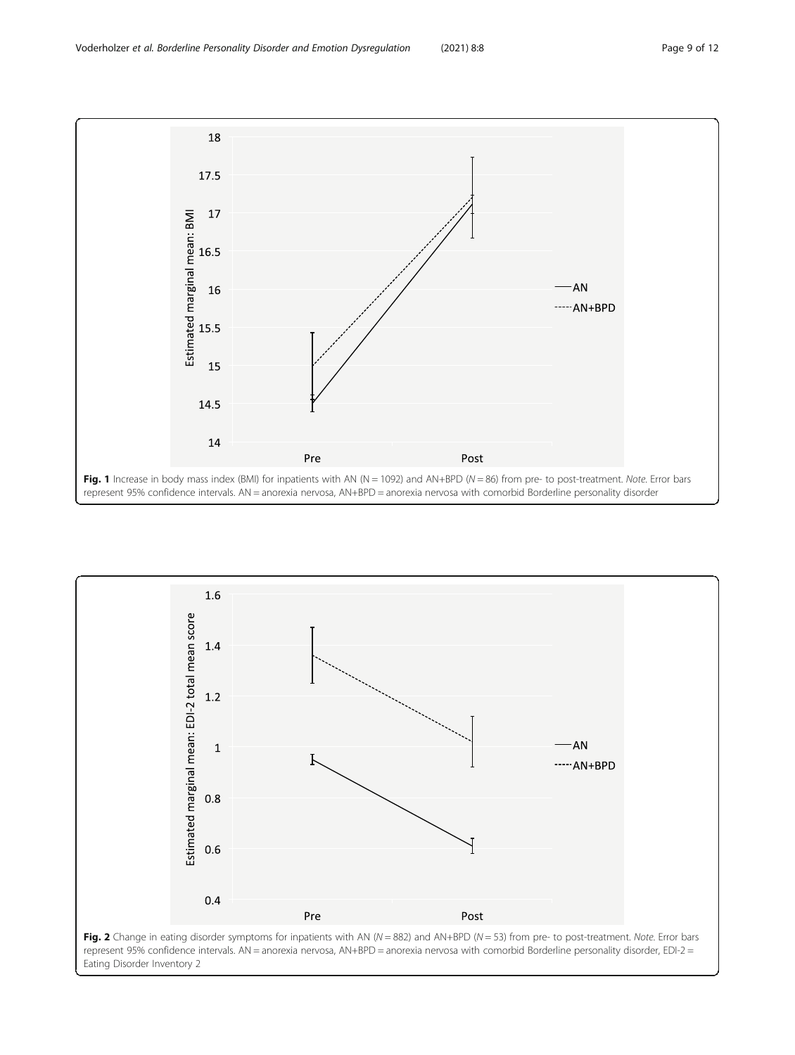18

17.5

17

16.5

16

15.5

15

14.5

14

Estimated marginal mean: BMI

Pre

Post

AN

AN+BPD

**Fig. 1** Increase in body mass index (BMI) for inpatients with AN (N = 1092) and AN+BPD (*N* = 86) from pre- to post-treatment. *Note.* Error bars represent 95% confidence intervals. AN = anorexia nervosa, AN+BPD = anorexia nervosa with comorbid Borderline personality disorder

1.6

1.4

1.2

1

0.8

0.6

0.4

Estimated marginal mean: EDI-2 total mean score

Pre

Post

AN

AN+BPD

**Fig. 2** Change in eating disorder symptoms for inpatients with AN (*N* = 882) and AN+BPD (*N* = 53) from pre- to post-treatment. *Note.* Error bars represent 95% confidence intervals. AN = anorexia nervosa, AN+BPD = anorexia nervosa with comorbid Borderline personality disorder, EDI-2 = Eating Disorder Inventory 2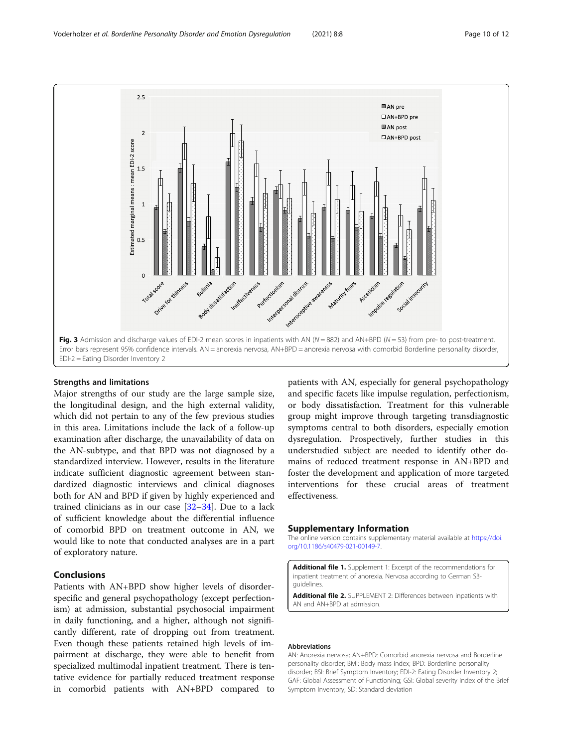2.5

2

1.5

1

0.5

0

Estimated marginal means : mean EDI-2 score

AN pre

AN+BPD pre

AN post

AN+BPD post

Total score

Drive for thinness

Bulimia

Body dissatisfaction

Ineffectiveness

Perfectionism

Interpersonal distrust

Interoceptive awareness

Maturity fears

Asceticism

Impulse regulation

Social insecurity

**Fig. 3** Admission and discharge values of EDI-2 mean scores in inpatients with AN ($N = 882$) and AN+BPD ($N = 53$) from pre- to post-treatment. Error bars represent 95% confidence intervals. AN = anorexia nervosa, AN+BPD = anorexia nervosa with comorbid Borderline personality disorder, EDI-2 = Eating Disorder Inventory 2

### Strengths and limitations

Major strengths of our study are the large sample size, the longitudinal design, and the high external validity, which did not pertain to any of the few previous studies in this area. Limitations include the lack of a follow-up examination after discharge, the unavailability of data on the AN-subtype, and that BPD was not diagnosed by a standardized interview. However, results in the literature indicate sufficient diagnostic agreement between standardized diagnostic interviews and clinical diagnoses both for AN and BPD if given by highly experienced and trained clinicians as in our case [32–34]. Due to a lack of sufficient knowledge about the differential influence of comorbid BPD on treatment outcome in AN, we would like to note that conducted analyses are in a part of exploratory nature.

## Conclusions

Patients with AN+BPD show higher levels of disorder-specific and general psychopathology (except perfectionism) at admission, substantial psychosocial impairment in daily functioning, and a higher, although not significantly different, rate of dropping out from treatment. Even though these patients retained high levels of impairment at discharge, they were able to benefit from specialized multimodal inpatient treatment. There is tentative evidence for partially reduced treatment response in comorbid patients with AN+BPD compared to patients with AN, especially for general psychopathology and specific facets like impulse regulation, perfectionism, or body dissatisfaction. Treatment for this vulnerable group might improve through targeting transdiagnostic symptoms central to both disorders, especially emotion dysregulation. Prospectively, further studies in this understudied subject are needed to identify other domains of reduced treatment response in AN+BPD and foster the development and application of more targeted interventions for these crucial areas of treatment effectiveness.

## Supplementary Information

The online version contains supplementary material available at https://doi.org/10.1186/s40479-021-00149-7.

**Additional file 1.** Supplement 1: Excerpt of the recommendations for inpatient treatment of anorexia. Nervosa according to German S3-guidelines.

**Additional file 2.** SUPPLEMENT 2: Differences between inpatients with AN and AN+BPD at admission.

#### Abbreviations

AN: Anorexia nervosa; AN+BPD: Comorbid anorexia nervosa and Borderline personality disorder; BMI: Body mass index; BPD: Borderline personality disorder; BSI: Brief Symptom Inventory; EDI-2: Eating Disorder Inventory 2; GAF: Global Assessment of Functioning; GSI: Global severity index of the Brief Symptom Inventory; SD: Standard deviation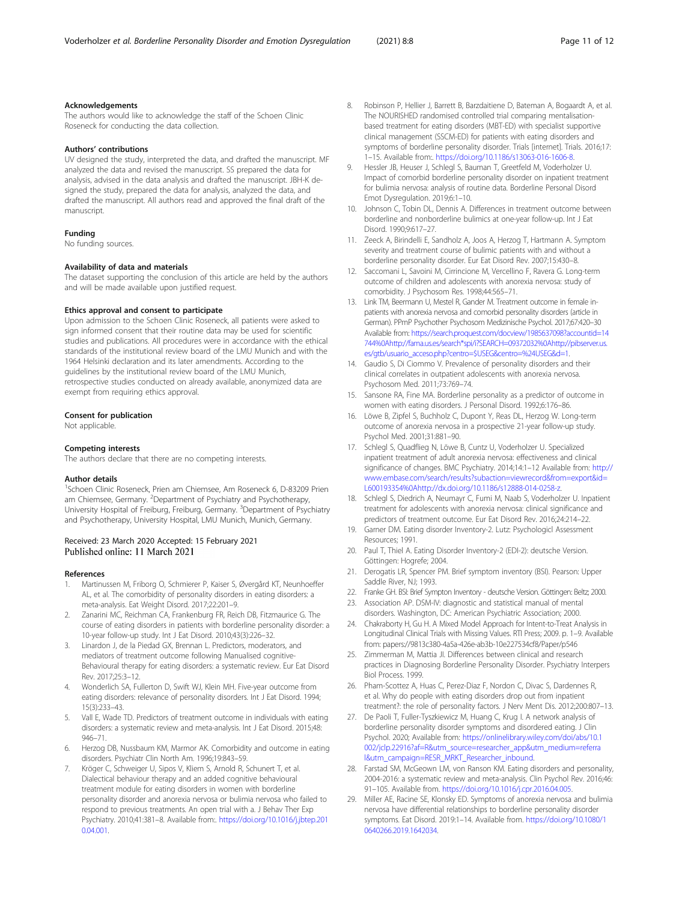### Acknowledgements

The authors would like to acknowledge the staff of the Schoen Clinic Roseneck for conducting the data collection.

### Authors' contributions

UV designed the study, interpreted the data, and drafted the manuscript. MF analyzed the data and revised the manuscript. SS prepared the data for analysis, advised in the data analysis and drafted the manuscript. JBH-K designed the study, prepared the data for analysis, analyzed the data, and drafted the manuscript. All authors read and approved the final draft of the manuscript.

### Funding

No funding sources.

### Availability of data and materials

The dataset supporting the conclusion of this article are held by the authors and will be made available upon justified request.

### Ethics approval and consent to participate

Upon admission to the Schoen Clinic Roseneck, all patients were asked to sign informed consent that their routine data may be used for scientific studies and publications. All procedures were in accordance with the ethical standards of the institutional review board of the LMU Munich and with the 1964 Helsinki declaration and its later amendments. According to the guidelines by the institutional review board of the LMU Munich, retrospective studies conducted on already available, anonymized data are exempt from requiring ethics approval.

### Consent for publication

Not applicable.

### Competing interests

The authors declare that there are no competing interests.

### Author details

[1]Schoen Clinic Roseneck, Prien am Chiemsee, Am Roseneck 6, D-83209 Prien am Chiemsee, Germany. [2]Department of Psychiatry and Psychotherapy, University Hospital of Freiburg, Freiburg, Germany. [3]Department of Psychiatry and Psychotherapy, University Hospital, LMU Munich, Munich, Germany.

Received: 23 March 2020 Accepted: 15 February 2021
Published online: 11 March 2021

### References

1. Martinussen M, Friborg O, Schmierer P, Kaiser S, Øvergård KT, Neunhoeffer AL, et al. The comorbidity of personality disorders in eating disorders: a meta-analysis. Eat Weight Disord. 2017;22:201–9.
2. Zanarini MC, Reichman CA, Frankenburg FR, Reich DB, Fitzmaurice G. The course of eating disorders in patients with borderline personality disorder: a 10-year follow-up study. Int J Eat Disord. 2010;43(3):226–32.
3. Linardon J, de la Piedad GX, Brennan L. Predictors, moderators, and mediators of treatment outcome following Manualised cognitive-Behavioural therapy for eating disorders: a systematic review. Eur Eat Disord Rev. 2017;25:3–12.
4. Wonderlich SA, Fullerton D, Swift WJ, Klein MH. Five-year outcome from eating disorders: relevance of personality disorders. Int J Eat Disord. 1994; 15(3):233–43.
5. Vall E, Wade TD. Predictors of treatment outcome in individuals with eating disorders: a systematic review and meta-analysis. Int J Eat Disord. 2015;48: 946–71.
6. Herzog DB, Nussbaum KM, Marmor AK. Comorbidity and outcome in eating disorders. Psychiatr Clin North Am. 1996;19:843–59.
7. Kröger C, Schweiger U, Sipos V, Kliem S, Arnold R, Schunert T, et al. Dialectical behaviour therapy and an added cognitive behavioural treatment module for eating disorders in women with borderline personality disorder and anorexia nervosa or bulimia nervosa who failed to respond to previous treatments. An open trial with a. J Behav Ther Exp Psychiatry. 2010;41:381–8. Available from:. https://doi.org/10.1016/j.jbtep.2010.04.001.
8. Robinson P, Hellier J, Barrett B, Barzdaitiene D, Bateman A, Bogaardt A, et al. The NOURISHED randomised controlled trial comparing mentalisation-based treatment for eating disorders (MBT-ED) with specialist supportive clinical management (SSCM-ED) for patients with eating disorders and symptoms of borderline personality disorder. Trials [internet]. Trials. 2016;17: 1–15. Available from:. https://doi.org/10.1186/s13063-016-1606-8.
9. Hessler JB, Heuser J, Schlegl S, Bauman T, Greetfeld M, Voderholzer U. Impact of comorbid borderline personality disorder on inpatient treatment for bulimia nervosa: analysis of routine data. Borderline Personal Disord Emot Dysregulation. 2019;6:1–10.
10. Johnson C, Tobin DL, Dennis A. Differences in treatment outcome between borderline and nonborderline bulimics at one-year follow-up. Int J Eat Disord. 1990;9:617–27.
11. Zeeck A, Birindelli E, Sandholz A, Joos A, Herzog T, Hartmann A. Symptom severity and treatment course of bulimic patients with and without a borderline personality disorder. Eur Eat Disord Rev. 2007;15:430–8.
12. Saccomani L, Savoini M, Cirrincione M, Vercellino F, Ravera G. Long-term outcome of children and adolescents with anorexia nervosa: study of comorbidity. J Psychosom Res. 1998;44:565–71.
13. Link TM, Beermann U, Mestel R, Gander M. Treatment outcome in female in-patients with anorexia nervosa and comorbid personality disorders (article in German). PPmP Psychother Psychosom Medizinische Psychol. 2017;67:420–30 Available from: https://search.proquest.com/docview/1985637098?accountid=14744%0Ahttp://fama.us.es/search*spi/i?SEARCH=09372032%0Ahttp://pibserver.us.es/gtb/usuario_acceso.php?centro=$USEG&centro=%24USEG&d=1.
14. Gaudio S, Di Ciommo V. Prevalence of personality disorders and their clinical correlates in outpatient adolescents with anorexia nervosa. Psychosom Med. 2011;73:769–74.
15. Sansone RA, Fine MA. Borderline personality as a predictor of outcome in women with eating disorders. J Personal Disord. 1992;6:176–86.
16. Löwe B, Zipfel S, Buchholz C, Dupont Y, Reas DL, Herzog W. Long-term outcome of anorexia nervosa in a prospective 21-year follow-up study. Psychol Med. 2001;31:881–90.
17. Schlegl S, Quadflieg N, Löwe B, Cuntz U, Voderholzer U. Specialized inpatient treatment of adult anorexia nervosa: effectiveness and clinical significance of changes. BMC Psychiatry. 2014;14:1–12 Available from: http://www.embase.com/search/results?subaction=viewrecord&from=export&id=L600193354%0Ahttp://dx.doi.org/10.1186/s12888-014-0258-z.
18. Schlegl S, Diedrich A, Neumayr C, Fumi M, Naab S, Voderholzer U. Inpatient treatment for adolescents with anorexia nervosa: clinical significance and predictors of treatment outcome. Eur Eat Disord Rev. 2016;24:214–22.
19. Garner DM. Eating disorder Inventory-2. Lutz: Psychologicl Assessment Resources; 1991.
20. Paul T, Thiel A. Eating Disorder Inventory-2 (EDI-2): deutsche Version. Göttingen: Hogrefe; 2004.
21. Derogatis LR, Spencer PM. Brief symptom inventory (BSI). Pearson: Upper Saddle River, NJ; 1993.
22. Franke GH. BSI: Brief Sympton Inventory - deutsche Version. Göttingen: Beltz; 2000.
23. Association AP. DSM-IV: diagnostic and statistical manual of mental disorders. Washington, DC: American Psychiatric Association; 2000.
24. Chakraborty H, Gu H. A Mixed Model Approach for Intent-to-Treat Analysis in Longitudinal Clinical Trials with Missing Values. RTI Press; 2009. p. 1–9. Available from: papers://9813c380-4a5a-426e-ab3b-10e227534cf8/Paper/p546
25. Zimmerman M, Mattia JI. Differences between clinical and research practices in Diagnosing Borderline Personality Disorder. Psychiatry Interpers Biol Process. 1999.
26. Pham-Scottez A, Huas C, Perez-Diaz F, Nordon C, Divac S, Dardennes R, et al. Why do people with eating disorders drop out from inpatient treatment?: the role of personality factors. J Nerv Ment Dis. 2012;200:807–13.
27. De Paoli T, Fuller-Tyszkiewicz M, Huang C, Krug I. A network analysis of borderline personality disorder symptoms and disordered eating. J Clin Psychol. 2020; Available from: https://onlinelibrary.wiley.com/doi/abs/10.1002/jclp.22916?af=R&utm_source=researcher_app&utm_medium=referral&utm_campaign=RESR_MRKT_Researcher_inbound.
28. Farstad SM, McGeown LM, von Ranson KM. Eating disorders and personality, 2004-2016: a systematic review and meta-analysis. Clin Psychol Rev. 2016;46: 91–105. Available from. https://doi.org/10.1016/j.cpr.2016.04.005.
29. Miller AE, Racine SE, Klonsky ED. Symptoms of anorexia nervosa and bulimia nervosa have differential relationships to borderline personality disorder symptoms. Eat Disord. 2019:1–14. Available from. https://doi.org/10.1080/10640266.2019.1642034.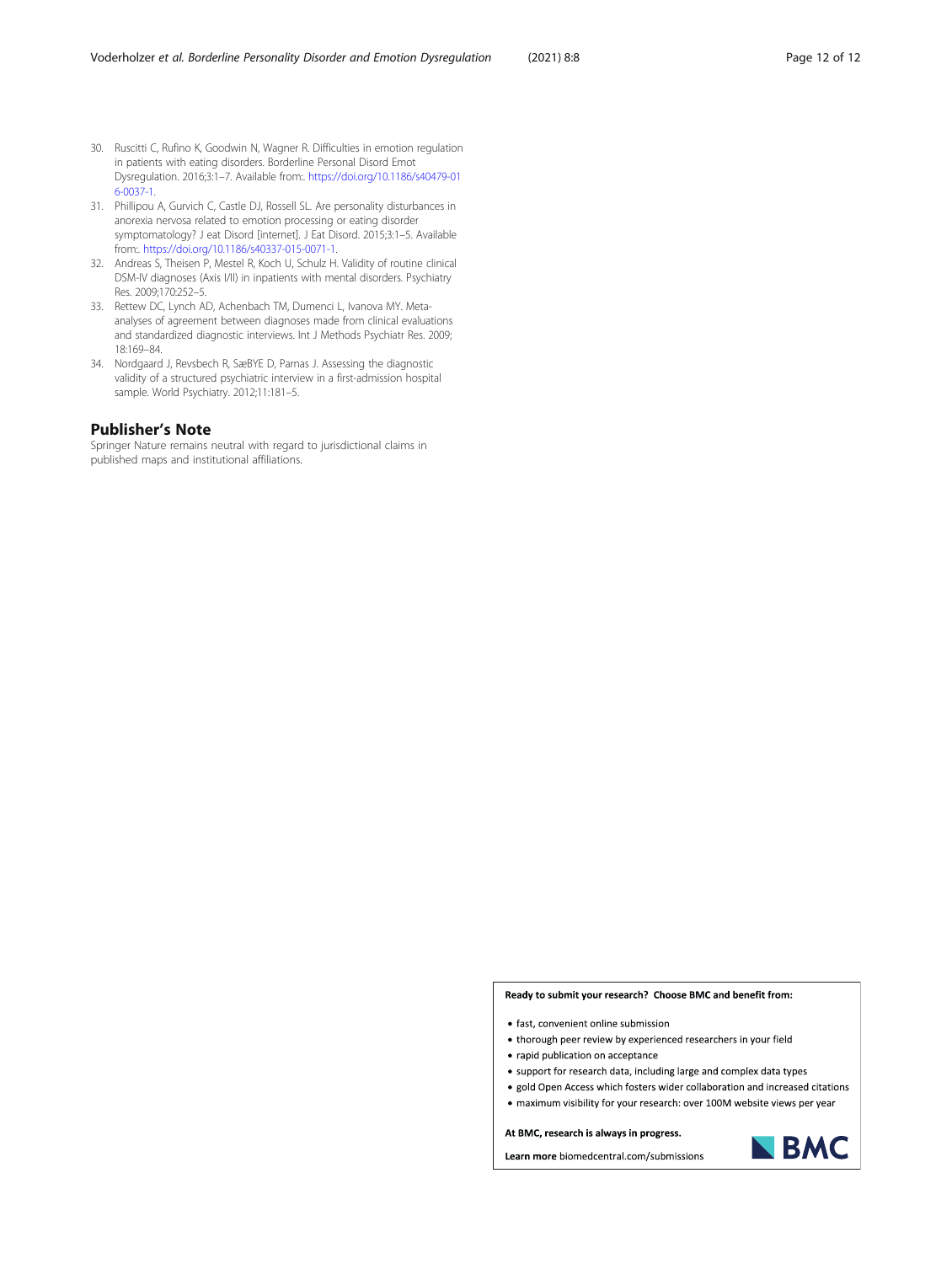30. Ruscitti C, Rufino K, Goodwin N, Wagner R. Difficulties in emotion regulation in patients with eating disorders. Borderline Personal Disord Emot Dysregulation. 2016;3:1–7. Available from:. https://doi.org/10.1186/s40479-016-0037-1.
31. Phillipou A, Gurvich C, Castle DJ, Rossell SL. Are personality disturbances in anorexia nervosa related to emotion processing or eating disorder symptomatology? J eat Disord [internet]. J Eat Disord. 2015;3:1–5. Available from:. https://doi.org/10.1186/s40337-015-0071-1.
32. Andreas S, Theisen P, Mestel R, Koch U, Schulz H. Validity of routine clinical DSM-IV diagnoses (Axis I/II) in inpatients with mental disorders. Psychiatry Res. 2009;170:252–5.
33. Rettew DC, Lynch AD, Achenbach TM, Dumenci L, Ivanova MY. Meta-analyses of agreement between diagnoses made from clinical evaluations and standardized diagnostic interviews. Int J Methods Psychiatr Res. 2009; 18:169–84.
34. Nordgaard J, Revsbech R, SæBYE D, Parnas J. Assessing the diagnostic validity of a structured psychiatric interview in a first-admission hospital sample. World Psychiatry. 2012;11:181–5.

## Publisher's Note

Springer Nature remains neutral with regard to jurisdictional claims in published maps and institutional affiliations.

**Ready to submit your research? Choose BMC and benefit from:**

- fast, convenient online submission
- thorough peer review by experienced researchers in your field
- rapid publication on acceptance
- support for research data, including large and complex data types
- gold Open Access which fosters wider collaboration and increased citations
- maximum visibility for your research: over 100M website views per year

**At BMC, research is always in progress.**

**Learn more** biomedcentral.com/submissions

BMC